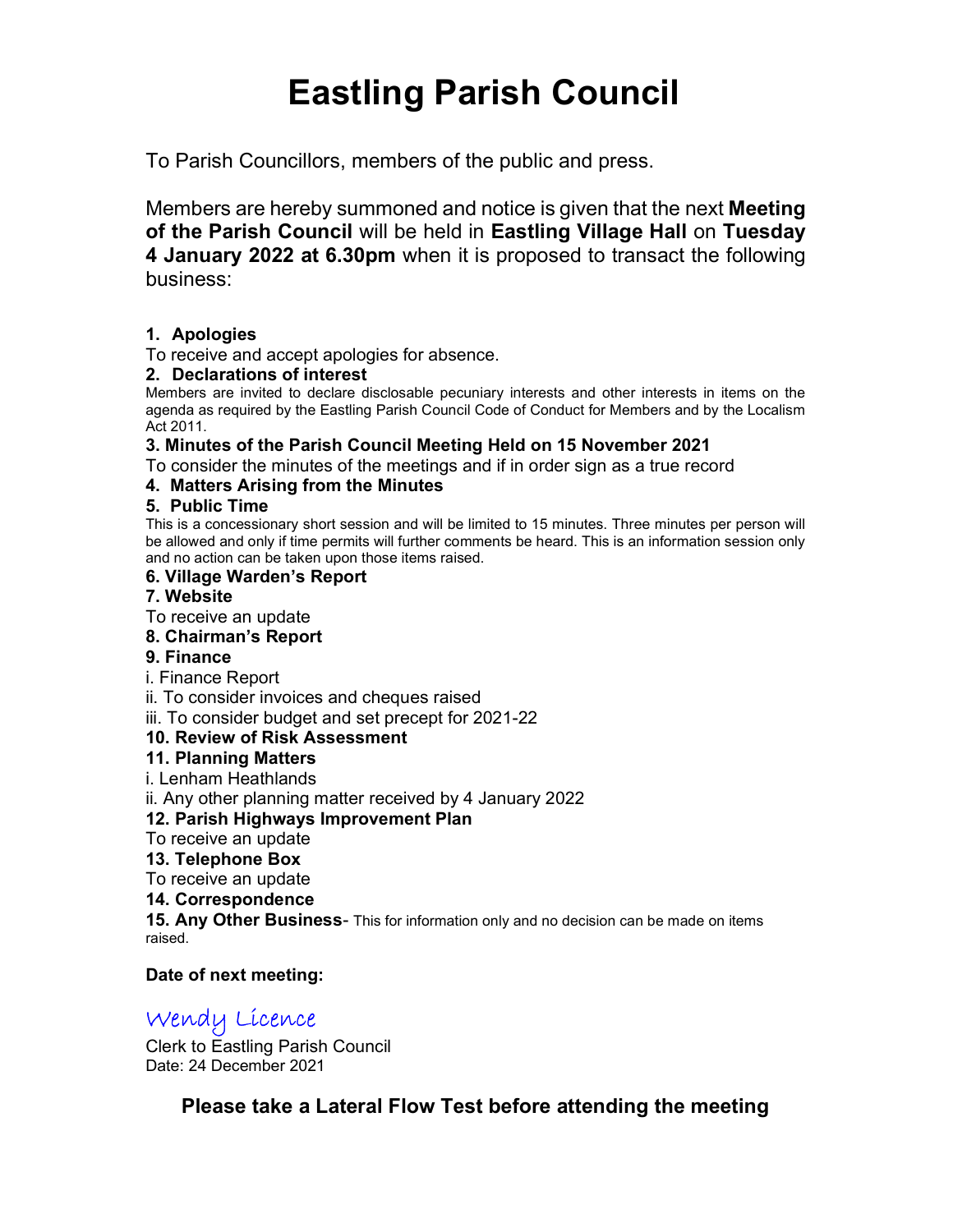# Eastling Parish Council

To Parish Councillors, members of the public and press.

Members are hereby summoned and notice is given that the next **Meeting of the Parish Council** will be held in **Eastling Village Hall** on **Tuesday 4 January 2022 at 6.30pm** when it is proposed to transact the following business:

**1. Apologies**

To receive and accept apologies for absence.

**2. Declarations of interest**

Members are invited to declare disclosable pecuniary interests and other interests in items on the agenda as required by the Eastling Parish Council Code of Conduct for Members and by the Localism Act 2011.

**3. Minutes of the Parish Council Meeting Held on 15 November 2021**

To consider the minutes of the meetings and if in order sign as a true record

**4. Matters Arising from the Minutes**

**5. Public Time**

This is a concessionary short session and will be limited to 15 minutes. Three minutes per person will be allowed and only if time permits will further comments be heard. This is an information session only and no action can be taken upon those items raised.

**6. Village Warden's Report**

**7. Website**

To receive an update

**8. Chairman's Report**

**9. Finance**

i. Finance Report

ii. To consider invoices and cheques raised

iii. To consider budget and set precept for 2021-22

**10. Review of Risk Assessment**

**11. Planning Matters**

i. Lenham Heathlands

ii. Any other planning matter received by 4 January 2022

**12. Parish Highways Improvement Plan**

To receive an update

**13. Telephone Box**

To receive an update

**14. Correspondence**

**15. Any Other Business**- This for information only and no decision can be made on items raised.

**Date of next meeting:**

Wendy Licence

Clerk to Eastling Parish Council

Date: 24 December 2021

**Please take a Lateral Flow Test before attending the meeting**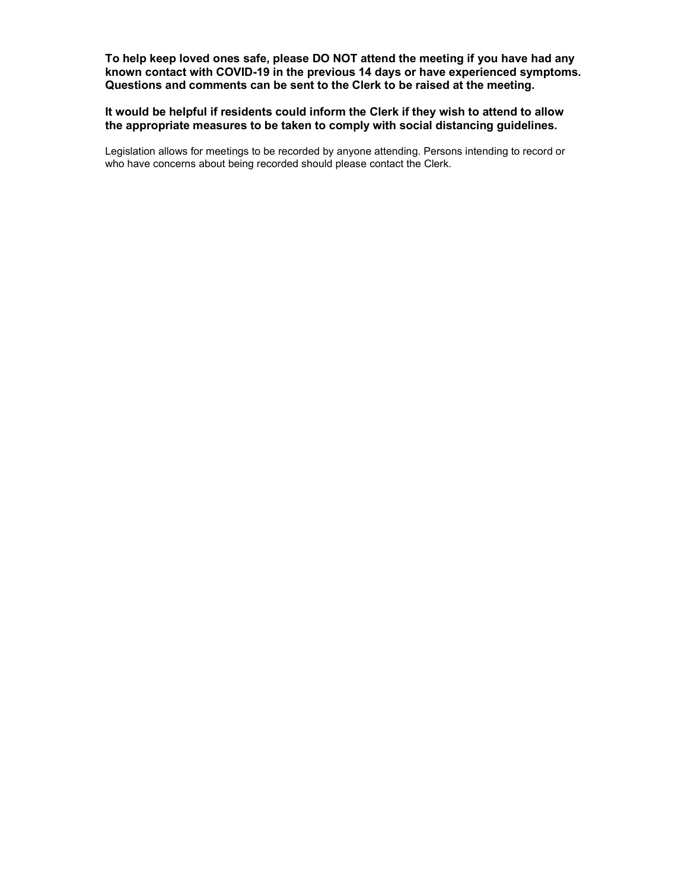**To help keep loved ones safe, please DO NOT attend the meeting if you have had any known contact with COVID-19 in the previous 14 days or have experienced symptoms. Questions and comments can be sent to the Clerk to be raised at the meeting.**

**It would be helpful if residents could inform the Clerk if they wish to attend to allow the appropriate measures to be taken to comply with social distancing guidelines.**

Legislation allows for meetings to be recorded by anyone attending. Persons intending to record or who have concerns about being recorded should please contact the Clerk.